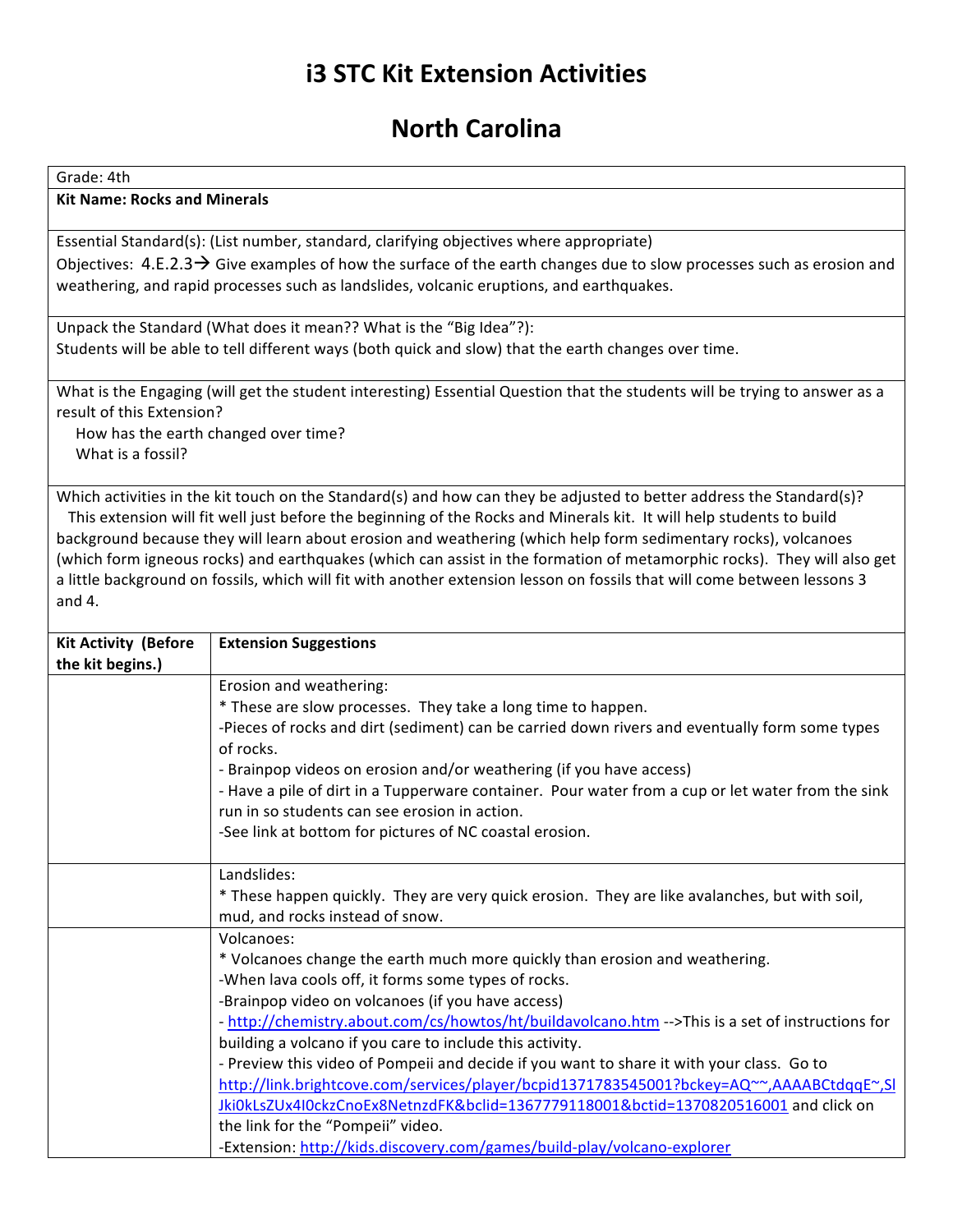# i3 STC Kit Extension Activities

## North Carolina

Grade: 4th

**Kit Name: Rocks and Minerals**

Essential Standard(s): (List number, standard, clarifying objectives where appropriate)

Objectives: 4.E.2.3→ Give examples of how the surface of the earth changes due to slow processes such as erosion and weathering, and rapid processes such as landslides, volcanic eruptions, and earthquakes.

Unpack the Standard (What does it mean?? What is the "Big Idea"?):

Students will be able to tell different ways (both quick and slow) that the earth changes over time.

What is the Engaging (will get the student interesting) Essential Question that the students will be trying to answer as a result of this Extension?

How has the earth changed over time?

What is a fossil?

Which activities in the kit touch on the Standard(s) and how can they be adjusted to better address the Standard(s)?

This extension will fit well just before the beginning of the Rocks and Minerals kit. It will help students to build background because they will learn about erosion and weathering (which help form sedimentary rocks), volcanoes (which form igneous rocks) and earthquakes (which can assist in the formation of metamorphic rocks). They will also get a little background on fossils, which will fit with another extension lesson on fossils that will come between lessons 3 and 4.

| **Kit Activity (Before the kit begins.)** | **Extension Suggestions** |
|---|---|
| | Erosion and weathering:<br>* These are slow processes. They take a long time to happen.<br>-Pieces of rocks and dirt (sediment) can be carried down rivers and eventually form some types of rocks.<br>- Brainpop videos on erosion and/or weathering (if you have access)<br>- Have a pile of dirt in a Tupperware container. Pour water from a cup or let water from the sink run in so students can see erosion in action.<br>-See link at bottom for pictures of NC coastal erosion. |
| | Landslides:<br>* These happen quickly. They are very quick erosion. They are like avalanches, but with soil, mud, and rocks instead of snow. |
| | Volcanoes:<br>* Volcanoes change the earth much more quickly than erosion and weathering.<br>-When lava cools off, it forms some types of rocks.<br>-Brainpop video on volcanoes (if you have access)<br>- http://chemistry.about.com/cs/howtos/ht/buildavolcano.htm -->This is a set of instructions for building a volcano if you care to include this activity.<br>- Preview this video of Pompeii and decide if you want to share it with your class. Go to http://link.brightcove.com/services/player/bcpid1371783545001?bckey=AQ~~,AAAABCtdqqE~,SlJki0kLsZUx4I0ckzCnoEx8NetnzdFK&bclid=1367779118001&bctid=1370820516001 and click on the link for the "Pompeii" video.<br>-Extension: http://kids.discovery.com/games/build-play/volcano-explorer |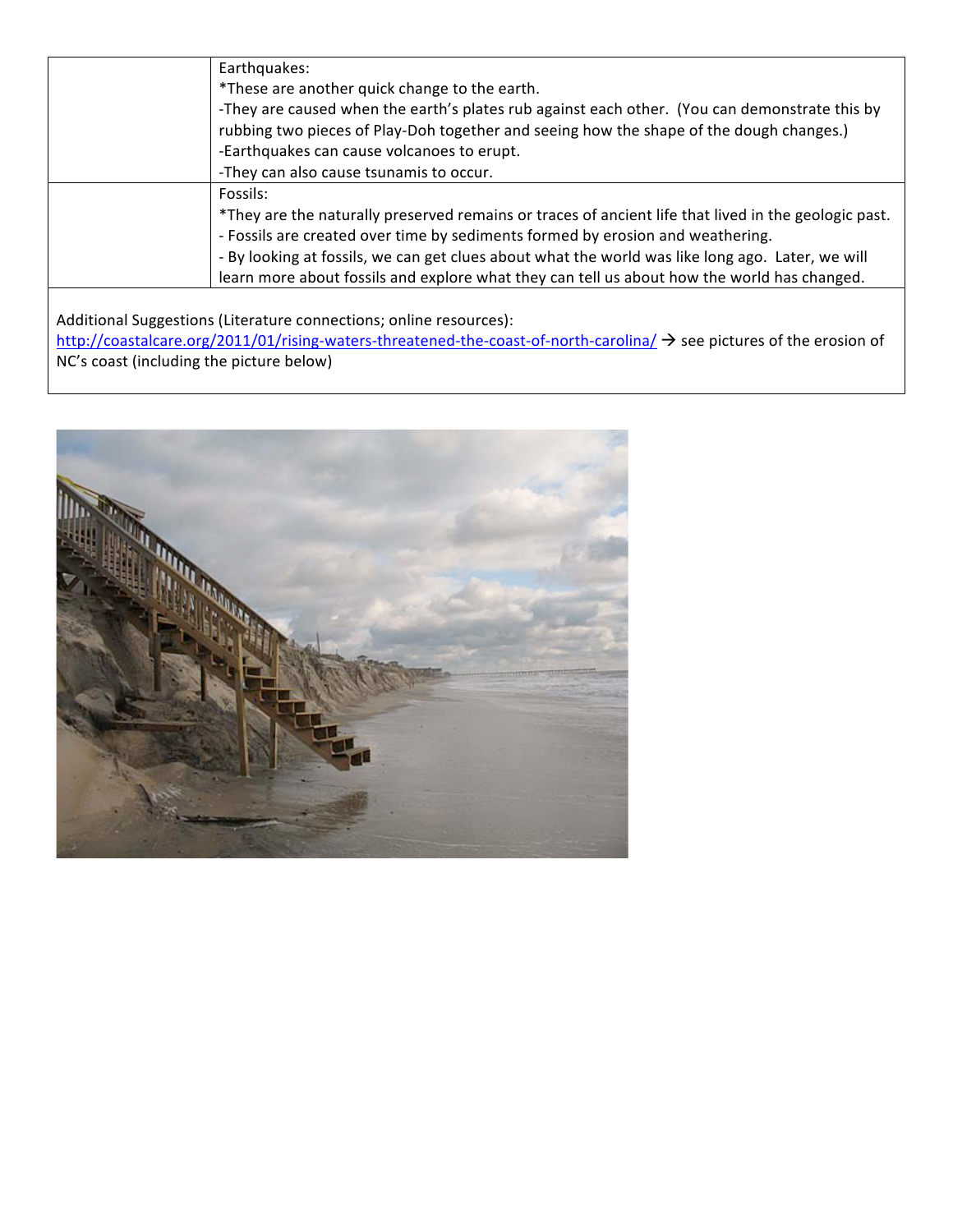| | |
|---|---|
| | Earthquakes:<br>*These are another quick change to the earth.<br>-They are caused when the earth's plates rub against each other. (You can demonstrate this by rubbing two pieces of Play-Doh together and seeing how the shape of the dough changes.)<br>-Earthquakes can cause volcanoes to erupt.<br>-They can also cause tsunamis to occur. |
| | Fossils:<br>*They are the naturally preserved remains or traces of ancient life that lived in the geologic past.<br>- Fossils are created over time by sediments formed by erosion and weathering.<br>- By looking at fossils, we can get clues about what the world was like long ago. Later, we will learn more about fossils and explore what they can tell us about how the world has changed. |

Additional Suggestions (Literature connections; online resources):
http://coastalcare.org/2011/01/rising-waters-threatened-the-coast-of-north-carolina/ → see pictures of the erosion of NC's coast (including the picture below)